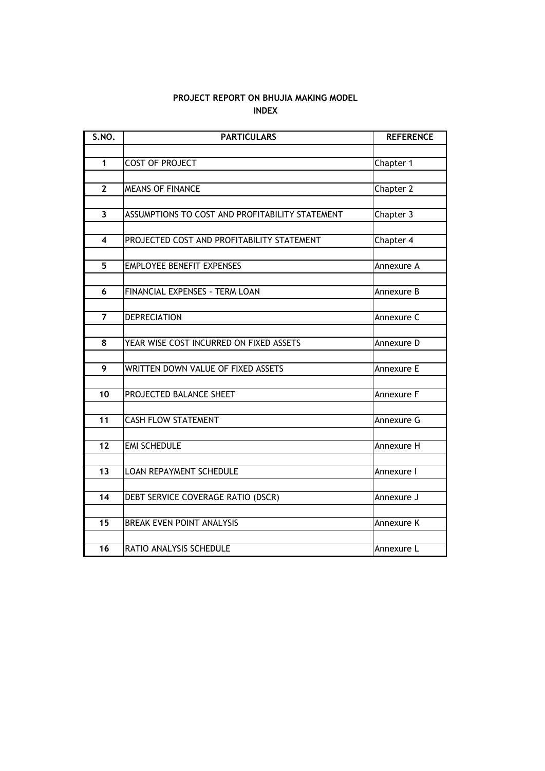**PROJECT REPORT ON BHUJIA MAKING MODEL**

**INDEX**

| S.NO. | PARTICULARS | REFERENCE |
|---|---|---|
| 1 | COST OF PROJECT | Chapter 1 |
| 2 | MEANS OF FINANCE | Chapter 2 |
| 3 | ASSUMPTIONS TO COST AND PROFITABILITY STATEMENT | Chapter 3 |
| 4 | PROJECTED COST AND PROFITABILITY STATEMENT | Chapter 4 |
| 5 | EMPLOYEE BENEFIT EXPENSES | Annexure A |
| 6 | FINANCIAL EXPENSES - TERM LOAN | Annexure B |
| 7 | DEPRECIATION | Annexure C |
| 8 | YEAR WISE COST INCURRED ON FIXED ASSETS | Annexure D |
| 9 | WRITTEN DOWN VALUE OF FIXED ASSETS | Annexure E |
| 10 | PROJECTED BALANCE SHEET | Annexure F |
| 11 | CASH FLOW STATEMENT | Annexure G |
| 12 | EMI SCHEDULE | Annexure H |
| 13 | LOAN REPAYMENT SCHEDULE | Annexure I |
| 14 | DEBT SERVICE COVERAGE RATIO (DSCR) | Annexure J |
| 15 | BREAK EVEN POINT ANALYSIS | Annexure K |
| 16 | RATIO ANALYSIS SCHEDULE | Annexure L |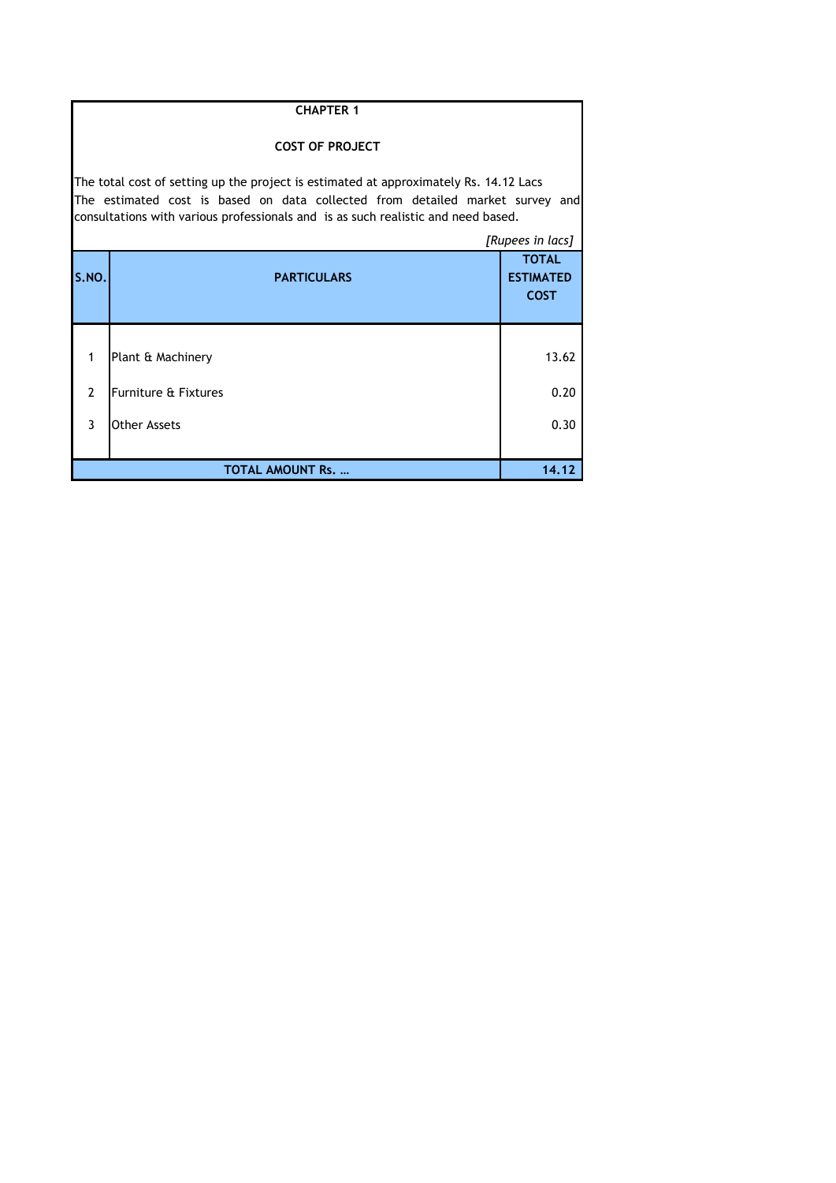# CHAPTER 1

## COST OF PROJECT

The total cost of setting up the project is estimated at approximately Rs. 14.12 Lacs
The estimated cost is based on data collected from detailed market survey and consultations with various professionals and is as such realistic and need based.

*[Rupees in lacs]*

| S.NO. | PARTICULARS | TOTAL ESTIMATED COST |
|---|---|---|
| 1 | Plant & Machinery | 13.62 |
| 2 | Furniture & Fixtures | 0.20 |
| 3 | Other Assets | 0.30 |
| | **TOTAL AMOUNT Rs. ...** | **14.12** |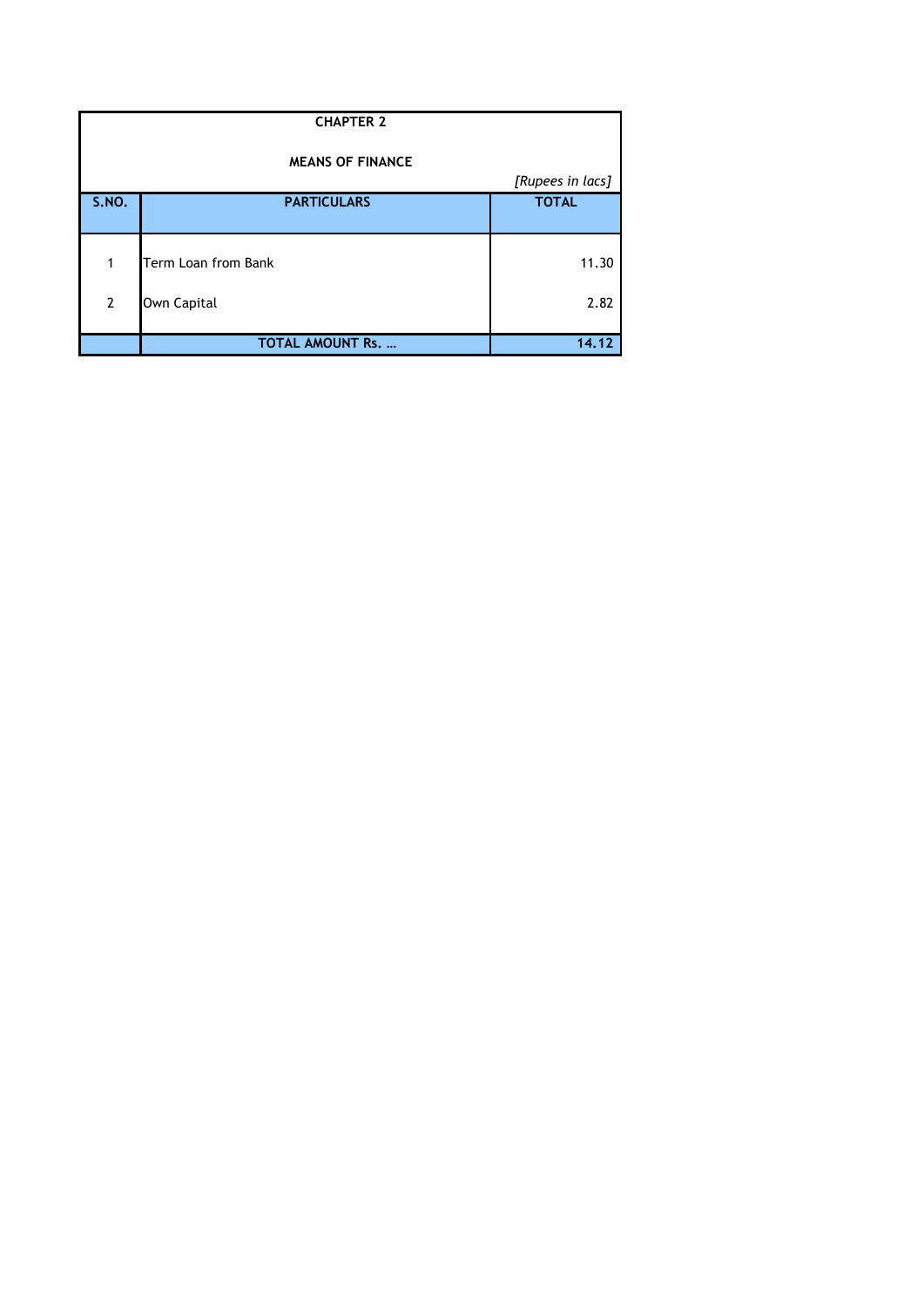# CHAPTER 2

## MEANS OF FINANCE

*[Rupees in lacs]*

| S.NO. | PARTICULARS | TOTAL |
|---|---|---|
| 1 | Term Loan from Bank | 11.30 |
| 2 | Own Capital | 2.82 |
| | **TOTAL AMOUNT Rs. …** | **14.12** |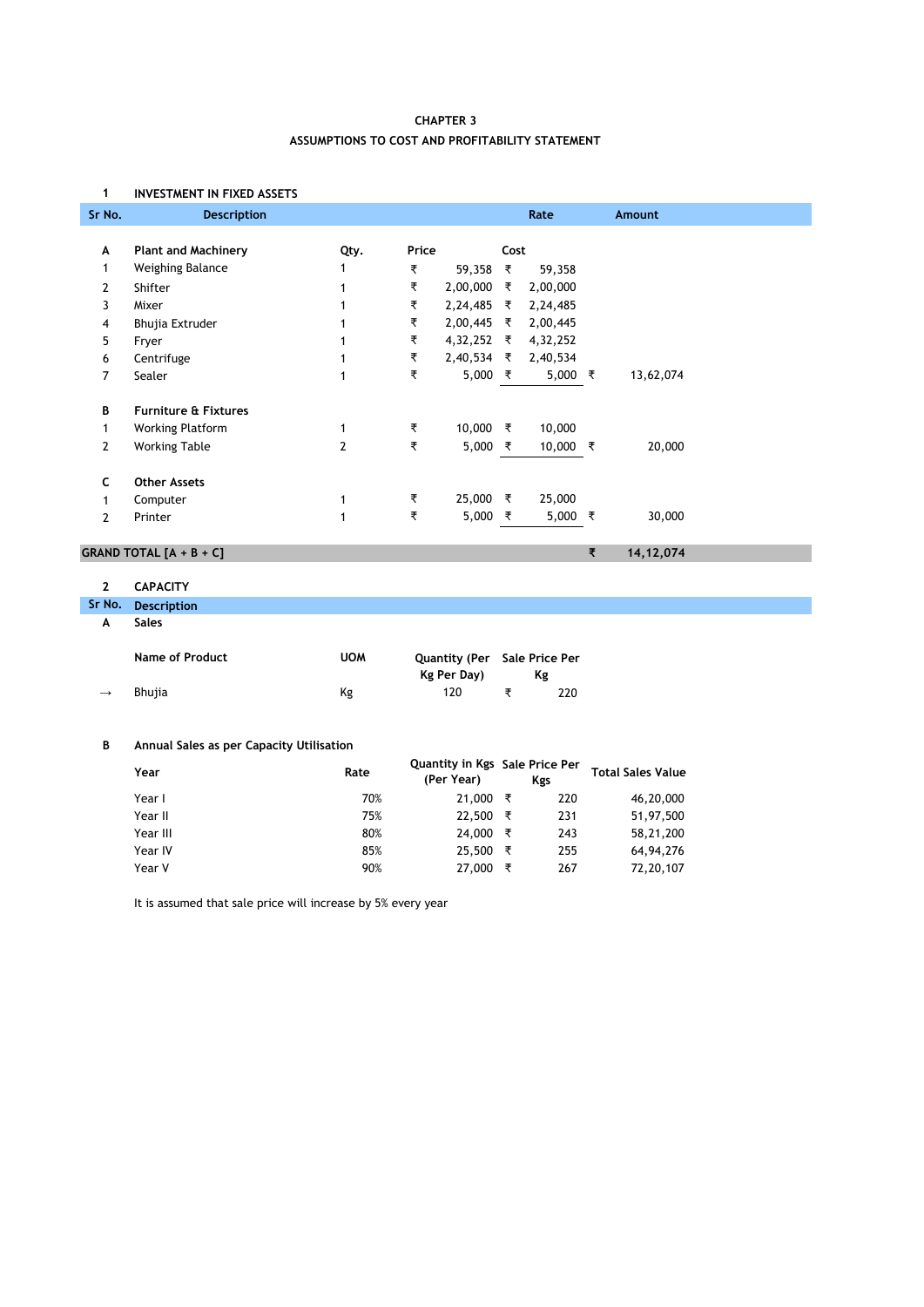## CHAPTER 3

## ASSUMPTIONS TO COST AND PROFITABILITY STATEMENT

**1 INVESTMENT IN FIXED ASSETS**

| Sr No. | Description | | Rate | | Amount |
|---|---|---|---|---|---|
| | | | | | |
| **A** | **Plant and Machinery** | **Qty.** | **Price** | **Cost** | |
| 1 | Weighing Balance | 1 | ₹ 59,358 | ₹ 59,358 | |
| 2 | Shifter | 1 | ₹ 2,00,000 | ₹ 2,00,000 | |
| 3 | Mixer | 1 | ₹ 2,24,485 | ₹ 2,24,485 | |
| 4 | Bhujia Extruder | 1 | ₹ 2,00,445 | ₹ 2,00,445 | |
| 5 | Fryer | 1 | ₹ 4,32,252 | ₹ 4,32,252 | |
| 6 | Centrifuge | 1 | ₹ 2,40,534 | ₹ 2,40,534 | |
| 7 | Sealer | 1 | ₹ 5,000 | ₹ 5,000 | ₹ 13,62,074 |
| | | | | | |
| **B** | **Furniture & Fixtures** | | | | |
| 1 | Working Platform | 1 | ₹ 10,000 | ₹ 10,000 | |
| 2 | Working Table | 2 | ₹ 5,000 | ₹ 10,000 | ₹ 20,000 |
| | | | | | |
| **C** | **Other Assets** | | | | |
| 1 | Computer | 1 | ₹ 25,000 | ₹ 25,000 | |
| 2 | Printer | 1 | ₹ 5,000 | ₹ 5,000 | ₹ 30,000 |
| | | | | | |
| **GRAND TOTAL [A + B + C]** | | | | | **₹ 14,12,074** |

**2 CAPACITY**

| Sr No. | Description | | | |
|---|---|---|---|---|
| **A** | **Sales** | | | |
| | **Name of Product** | **UOM** | **Quantity (Per Kg Per Day)** | **Sale Price Per Kg** |
| → | Bhujia | Kg | 120 | ₹ 220 |

**B Annual Sales as per Capacity Utilisation**

| Year | Rate | Quantity in Kgs (Per Year) | Sale Price Per Kgs | Total Sales Value |
|---|---|---|---|---|
| Year I | 70% | 21,000 | ₹ 220 | 46,20,000 |
| Year II | 75% | 22,500 | ₹ 231 | 51,97,500 |
| Year III | 80% | 24,000 | ₹ 243 | 58,21,200 |
| Year IV | 85% | 25,500 | ₹ 255 | 64,94,276 |
| Year V | 90% | 27,000 | ₹ 267 | 72,20,107 |

It is assumed that sale price will increase by 5% every year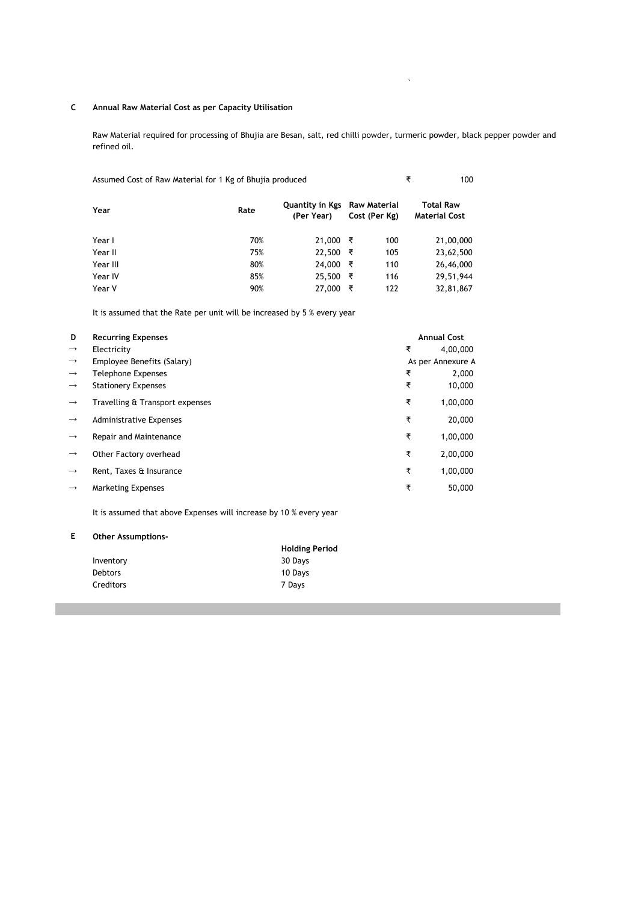**C Annual Raw Material Cost as per Capacity Utilisation**

Raw Material required for processing of Bhujia are Besan, salt, red chilli powder, turmeric powder, black pepper powder and refined oil.

Assumed Cost of Raw Material for 1 Kg of Bhujia produced ₹ 100

| Year | Rate | Quantity in Kgs (Per Year) | Raw Material Cost (Per Kg) | Total Raw Material Cost |
|---|---|---|---|---|
| Year I | 70% | 21,000 | ₹ 100 | 21,00,000 |
| Year II | 75% | 22,500 | ₹ 105 | 23,62,500 |
| Year III | 80% | 24,000 | ₹ 110 | 26,46,000 |
| Year IV | 85% | 25,500 | ₹ 116 | 29,51,944 |
| Year V | 90% | 27,000 | ₹ 122 | 32,81,867 |

It is assumed that the Rate per unit will be increased by 5 % every year

**D Recurring Expenses**

| | Recurring Expenses | Annual Cost |
|---|---|---|
| → | Electricity | ₹ 4,00,000 |
| → | Employee Benefits (Salary) | As per Annexure A |
| → | Telephone Expenses | ₹ 2,000 |
| → | Stationery Expenses | ₹ 10,000 |
| → | Travelling & Transport expenses | ₹ 1,00,000 |
| → | Administrative Expenses | ₹ 20,000 |
| → | Repair and Maintenance | ₹ 1,00,000 |
| → | Other Factory overhead | ₹ 2,00,000 |
| → | Rent, Taxes & Insurance | ₹ 1,00,000 |
| → | Marketing Expenses | ₹ 50,000 |

It is assumed that above Expenses will increase by 10 % every year

**E Other Assumptions-**

| | Holding Period |
|---|---|
| Inventory | 30 Days |
| Debtors | 10 Days |
| Creditors | 7 Days |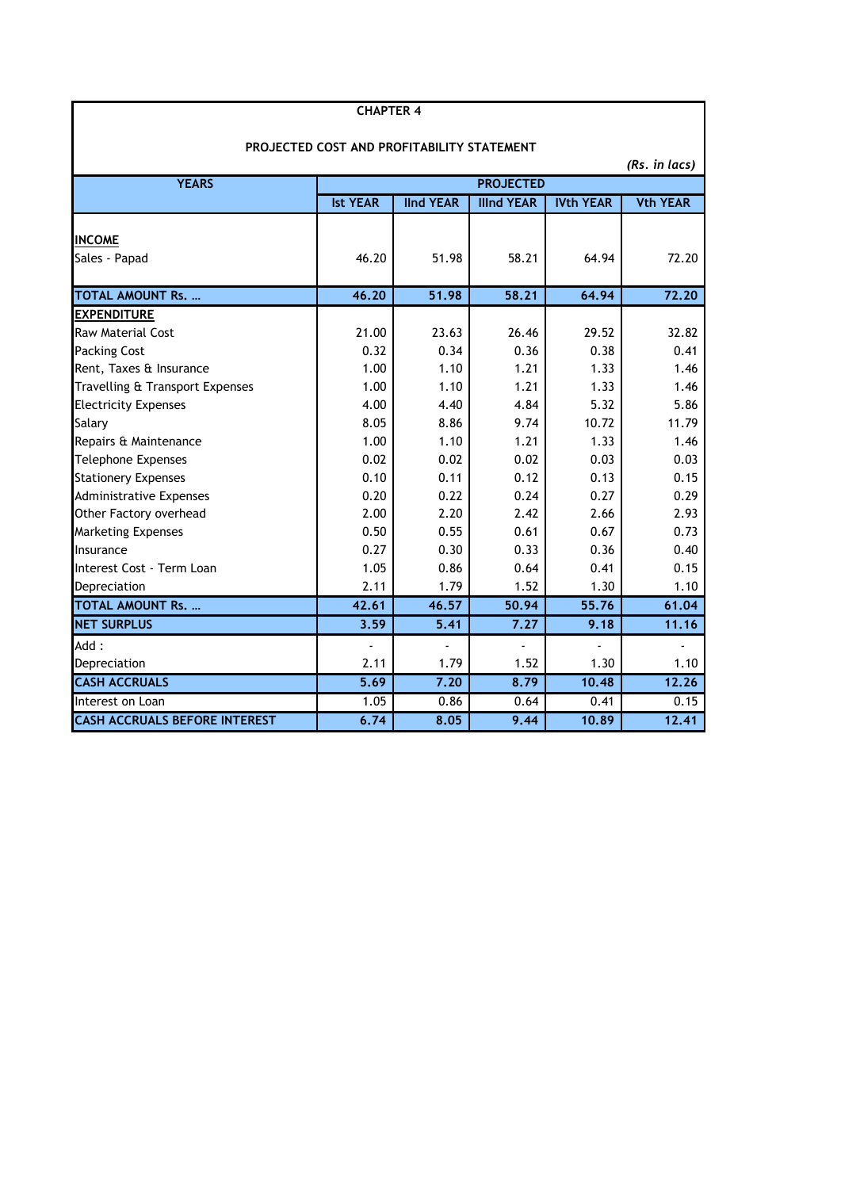# CHAPTER 4

## PROJECTED COST AND PROFITABILITY STATEMENT

*(Rs. in lacs)*

| YEARS | PROJECTED | | | | |
|---|---|---|---|---|---|
| | Ist YEAR | IInd YEAR | IIInd YEAR | IVth YEAR | Vth YEAR |
| **INCOME** | | | | | |
| Sales - Papad | 46.20 | 51.98 | 58.21 | 64.94 | 72.20 |
| **TOTAL AMOUNT Rs. …** | **46.20** | **51.98** | **58.21** | **64.94** | **72.20** |
| **EXPENDITURE** | | | | | |
| Raw Material Cost | 21.00 | 23.63 | 26.46 | 29.52 | 32.82 |
| Packing Cost | 0.32 | 0.34 | 0.36 | 0.38 | 0.41 |
| Rent, Taxes & Insurance | 1.00 | 1.10 | 1.21 | 1.33 | 1.46 |
| Travelling & Transport Expenses | 1.00 | 1.10 | 1.21 | 1.33 | 1.46 |
| Electricity Expenses | 4.00 | 4.40 | 4.84 | 5.32 | 5.86 |
| Salary | 8.05 | 8.86 | 9.74 | 10.72 | 11.79 |
| Repairs & Maintenance | 1.00 | 1.10 | 1.21 | 1.33 | 1.46 |
| Telephone Expenses | 0.02 | 0.02 | 0.02 | 0.03 | 0.03 |
| Stationery Expenses | 0.10 | 0.11 | 0.12 | 0.13 | 0.15 |
| Administrative Expenses | 0.20 | 0.22 | 0.24 | 0.27 | 0.29 |
| Other Factory overhead | 2.00 | 2.20 | 2.42 | 2.66 | 2.93 |
| Marketing Expenses | 0.50 | 0.55 | 0.61 | 0.67 | 0.73 |
| Insurance | 0.27 | 0.30 | 0.33 | 0.36 | 0.40 |
| Interest Cost - Term Loan | 1.05 | 0.86 | 0.64 | 0.41 | 0.15 |
| Depreciation | 2.11 | 1.79 | 1.52 | 1.30 | 1.10 |
| **TOTAL AMOUNT Rs. …** | **42.61** | **46.57** | **50.94** | **55.76** | **61.04** |
| **NET SURPLUS** | **3.59** | **5.41** | **7.27** | **9.18** | **11.16** |
| Add : | - | - | - | - | - |
| Depreciation | 2.11 | 1.79 | 1.52 | 1.30 | 1.10 |
| **CASH ACCRUALS** | **5.69** | **7.20** | **8.79** | **10.48** | **12.26** |
| Interest on Loan | 1.05 | 0.86 | 0.64 | 0.41 | 0.15 |
| **CASH ACCRUALS BEFORE INTEREST** | **6.74** | **8.05** | **9.44** | **10.89** | **12.41** |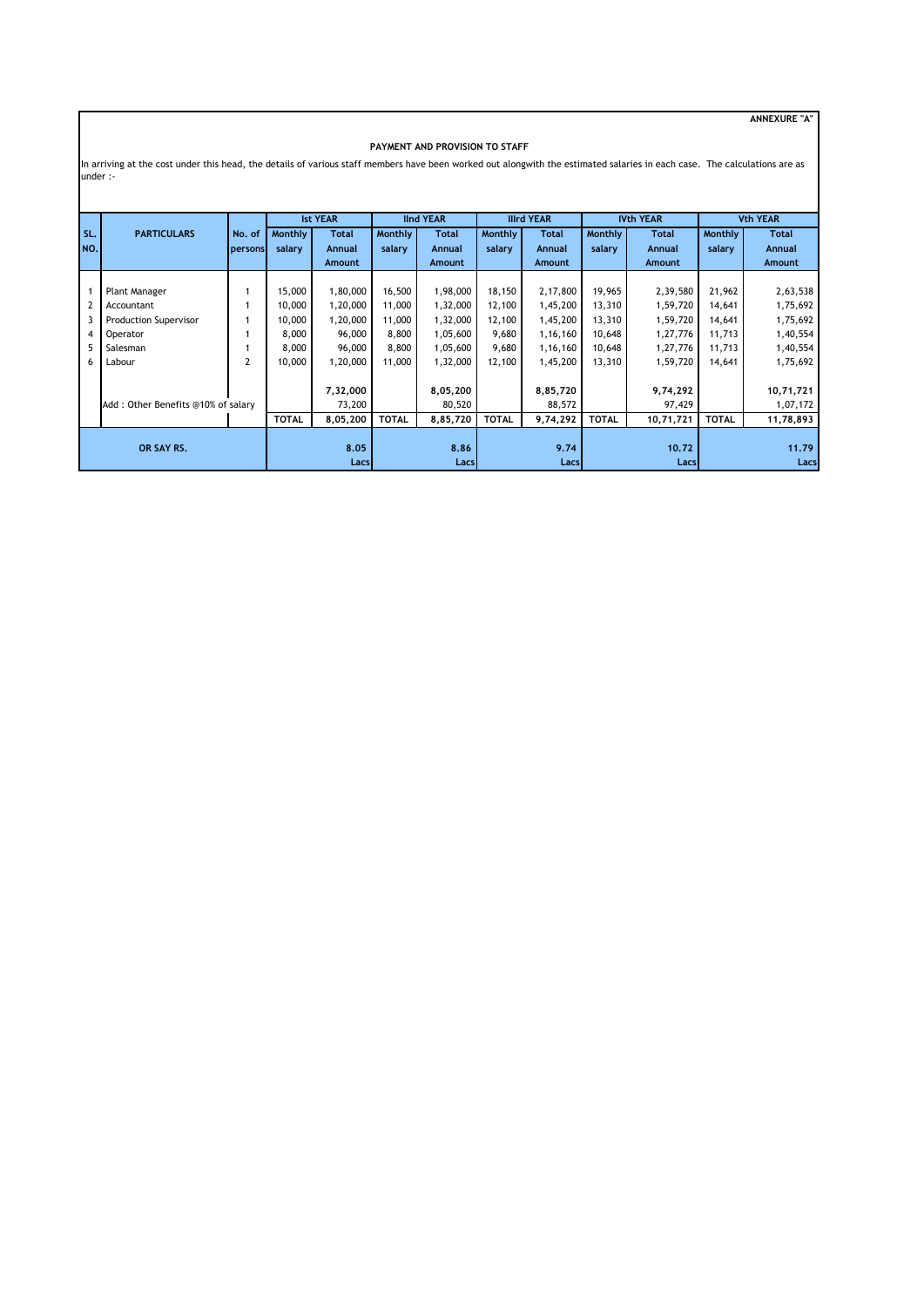ANNEXURE "A"

**PAYMENT AND PROVISION TO STAFF**

In arriving at the cost under this head, the details of various staff members have been worked out alongwith the estimated salaries in each case. The calculations are as under :-

| SL. NO. | PARTICULARS | No. of persons | Ist YEAR | | IInd YEAR | | IIIrd YEAR | | IVth YEAR | | Vth YEAR | |
|---|---|---|---|---|---|---|---|---|---|---|---|---|
| | | | Monthly salary | Total Annual Amount | Monthly salary | Total Annual Amount | Monthly salary | Total Annual Amount | Monthly salary | Total Annual Amount | Monthly salary | Total Annual Amount |
| 1 | Plant Manager | 1 | 15,000 | 1,80,000 | 16,500 | 1,98,000 | 18,150 | 2,17,800 | 19,965 | 2,39,580 | 21,962 | 2,63,538 |
| 2 | Accountant | 1 | 10,000 | 1,20,000 | 11,000 | 1,32,000 | 12,100 | 1,45,200 | 13,310 | 1,59,720 | 14,641 | 1,75,692 |
| 3 | Production Supervisor | 1 | 10,000 | 1,20,000 | 11,000 | 1,32,000 | 12,100 | 1,45,200 | 13,310 | 1,59,720 | 14,641 | 1,75,692 |
| 4 | Operator | 1 | 8,000 | 96,000 | 8,800 | 1,05,600 | 9,680 | 1,16,160 | 10,648 | 1,27,776 | 11,713 | 1,40,554 |
| 5 | Salesman | 1 | 8,000 | 96,000 | 8,800 | 1,05,600 | 9,680 | 1,16,160 | 10,648 | 1,27,776 | 11,713 | 1,40,554 |
| 6 | Labour | 2 | 10,000 | 1,20,000 | 11,000 | 1,32,000 | 12,100 | 1,45,200 | 13,310 | 1,59,720 | 14,641 | 1,75,692 |
| | | | | **7,32,000** | | **8,05,200** | | **8,85,720** | | **9,74,292** | | **10,71,721** |
| | Add : Other Benefits @10% of salary | | | 73,200 | | 80,520 | | 88,572 | | 97,429 | | 1,07,172 |
| | | | **TOTAL** | **8,05,200** | **TOTAL** | **8,85,720** | **TOTAL** | **9,74,292** | **TOTAL** | **10,71,721** | **TOTAL** | **11,78,893** |
| | **OR SAY RS.** | | | **8.05 Lacs** | | **8.86 Lacs** | | **9.74 Lacs** | | **10.72 Lacs** | | **11.79 Lacs** |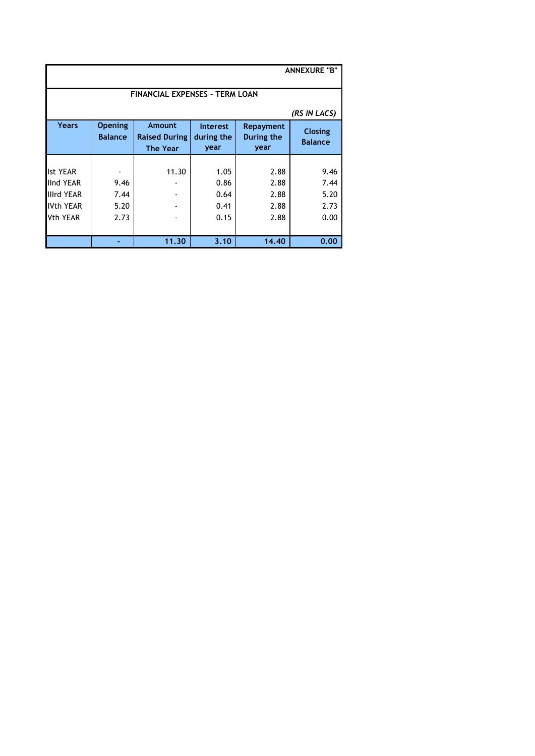**ANNEXURE "B"**

**FINANCIAL EXPENSES - TERM LOAN**

*(RS IN LACS)*

| Years | Opening Balance | Amount Raised During The Year | Interest during the year | Repayment During the year | Closing Balance |
|---|---|---|---|---|---|
| Ist YEAR | - | 11.30 | 1.05 | 2.88 | 9.46 |
| IInd YEAR | 9.46 | - | 0.86 | 2.88 | 7.44 |
| IIIrd YEAR | 7.44 | - | 0.64 | 2.88 | 5.20 |
| IVth YEAR | 5.20 | - | 0.41 | 2.88 | 2.73 |
| Vth YEAR | 2.73 | - | 0.15 | 2.88 | 0.00 |
| | **-** | **11.30** | **3.10** | **14.40** | **0.00** |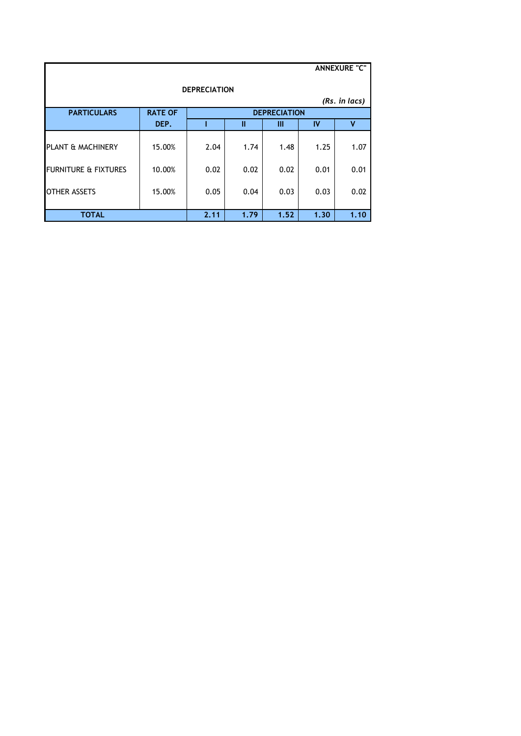**ANNEXURE "C"**

**DEPRECIATION**

*(Rs. in lacs)*

| PARTICULARS | RATE OF DEP. | DEPRECIATION | | | | |
|---|---|---|---|---|---|---|
| | | I | II | III | IV | V |
| PLANT & MACHINERY | 15.00% | 2.04 | 1.74 | 1.48 | 1.25 | 1.07 |
| FURNITURE & FIXTURES | 10.00% | 0.02 | 0.02 | 0.02 | 0.01 | 0.01 |
| OTHER ASSETS | 15.00% | 0.05 | 0.04 | 0.03 | 0.03 | 0.02 |
| **TOTAL** | | **2.11** | **1.79** | **1.52** | **1.30** | **1.10** |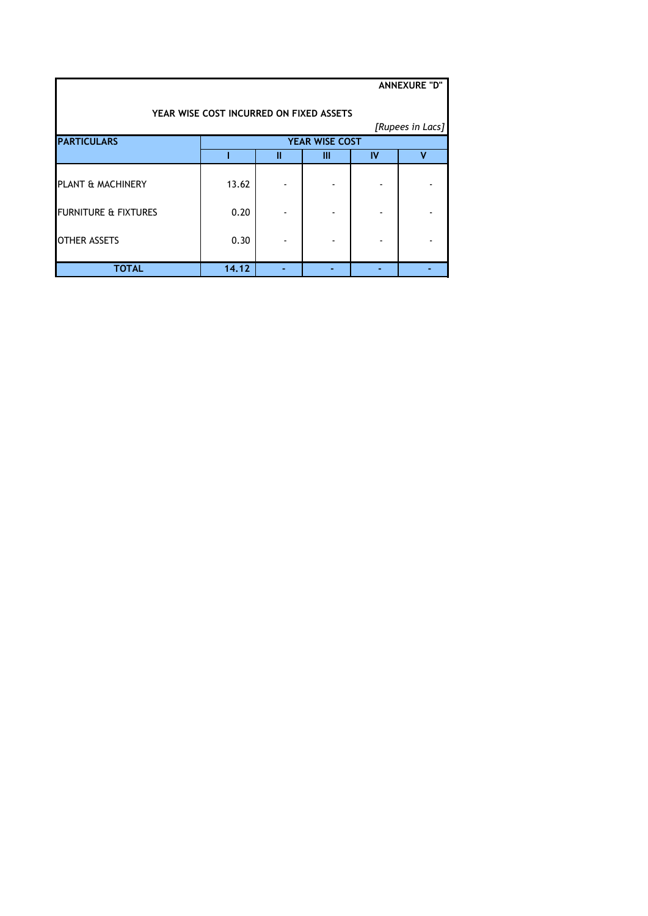**ANNEXURE "D"**

**YEAR WISE COST INCURRED ON FIXED ASSETS**

*[Rupees in Lacs]*

| PARTICULARS | YEAR WISE COST | | | | |
|---|---|---|---|---|---|
| | I | II | III | IV | V |
| PLANT & MACHINERY | 13.62 | - | - | - | - |
| FURNITURE & FIXTURES | 0.20 | - | - | - | - |
| OTHER ASSETS | 0.30 | - | - | - | - |
| **TOTAL** | **14.12** | **-** | **-** | **-** | **-** |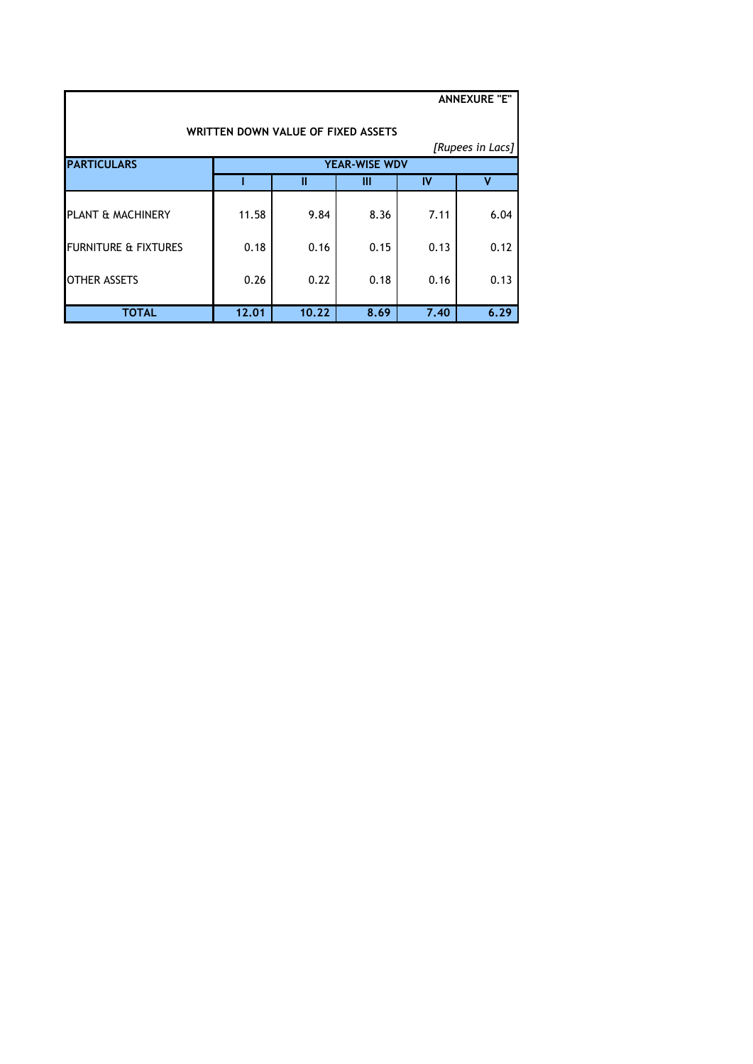ANNEXURE "E"

**WRITTEN DOWN VALUE OF FIXED ASSETS**

*[Rupees in Lacs]*

| PARTICULARS | YEAR-WISE WDV | | | | |
|---|---|---|---|---|---|
| | I | II | III | IV | V |
| PLANT & MACHINERY | 11.58 | 9.84 | 8.36 | 7.11 | 6.04 |
| FURNITURE & FIXTURES | 0.18 | 0.16 | 0.15 | 0.13 | 0.12 |
| OTHER ASSETS | 0.26 | 0.22 | 0.18 | 0.16 | 0.13 |
| **TOTAL** | **12.01** | **10.22** | **8.69** | **7.40** | **6.29** |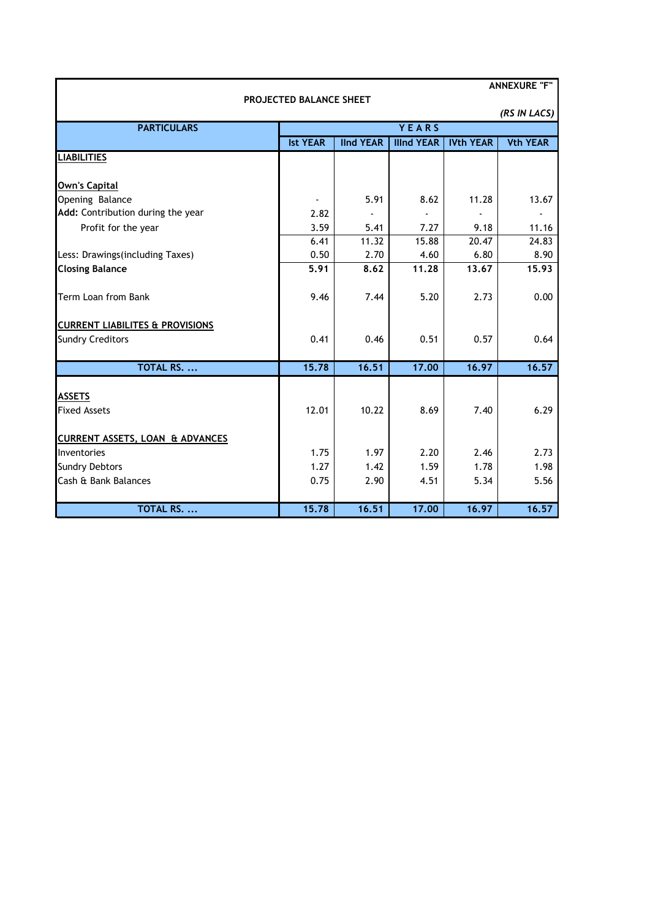ANNEXURE "F"

**PROJECTED BALANCE SHEET**

*(RS IN LACS)*

| PARTICULARS | YEARS | | | | |
|---|---|---|---|---|---|
| | Ist YEAR | IInd YEAR | IIInd YEAR | IVth YEAR | Vth YEAR |
| **LIABILITIES** | | | | | |
| **Own's Capital** | | | | | |
| Opening Balance | - | 5.91 | 8.62 | 11.28 | 13.67 |
| **Add:** Contribution during the year | 2.82 | - | - | - | - |
| Profit for the year | 3.59 | 5.41 | 7.27 | 9.18 | 11.16 |
| | 6.41 | 11.32 | 15.88 | 20.47 | 24.83 |
| Less: Drawings(including Taxes) | 0.50 | 2.70 | 4.60 | 6.80 | 8.90 |
| **Closing Balance** | **5.91** | **8.62** | **11.28** | **13.67** | **15.93** |
| Term Loan from Bank | 9.46 | 7.44 | 5.20 | 2.73 | 0.00 |
| **CURRENT LIABILITES & PROVISIONS** | | | | | |
| Sundry Creditors | 0.41 | 0.46 | 0.51 | 0.57 | 0.64 |
| **TOTAL RS. ...** | **15.78** | **16.51** | **17.00** | **16.97** | **16.57** |
| **ASSETS** | | | | | |
| Fixed Assets | 12.01 | 10.22 | 8.69 | 7.40 | 6.29 |
| **CURRENT ASSETS, LOAN & ADVANCES** | | | | | |
| Inventories | 1.75 | 1.97 | 2.20 | 2.46 | 2.73 |
| Sundry Debtors | 1.27 | 1.42 | 1.59 | 1.78 | 1.98 |
| Cash & Bank Balances | 0.75 | 2.90 | 4.51 | 5.34 | 5.56 |
| **TOTAL RS. ...** | **15.78** | **16.51** | **17.00** | **16.97** | **16.57** |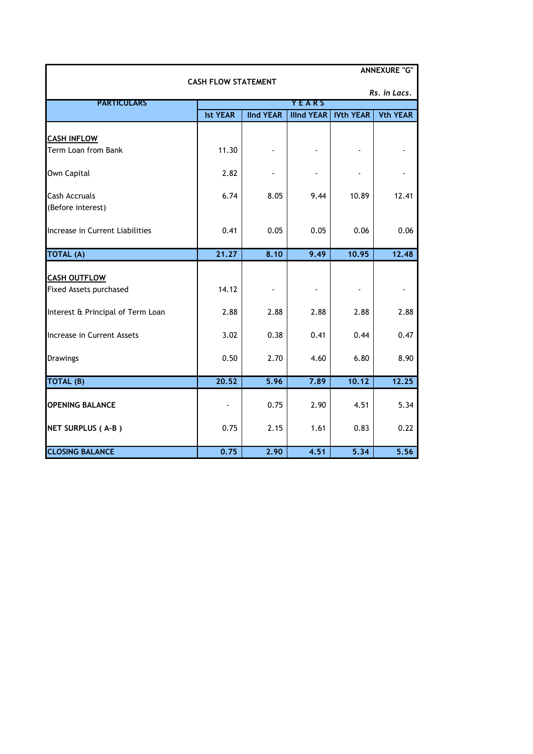ANNEXURE "G"

**CASH FLOW STATEMENT**

*Rs. in Lacs.*

| PARTICULARS | YEARS | | | | |
|---|---|---|---|---|---|
| | Ist YEAR | IInd YEAR | IIInd YEAR | IVth YEAR | Vth YEAR |
| **CASH INFLOW** | | | | | |
| Term Loan from Bank | 11.30 | - | - | - | - |
| Own Capital | 2.82 | - | - | - | - |
| Cash Accruals (Before interest) | 6.74 | 8.05 | 9.44 | 10.89 | 12.41 |
| Increase in Current Liabilities | 0.41 | 0.05 | 0.05 | 0.06 | 0.06 |
| **TOTAL (A)** | **21.27** | **8.10** | **9.49** | **10.95** | **12.48** |
| **CASH OUTFLOW** | | | | | |
| Fixed Assets purchased | 14.12 | - | - | - | - |
| Interest & Principal of Term Loan | 2.88 | 2.88 | 2.88 | 2.88 | 2.88 |
| Increase in Current Assets | 3.02 | 0.38 | 0.41 | 0.44 | 0.47 |
| Drawings | 0.50 | 2.70 | 4.60 | 6.80 | 8.90 |
| **TOTAL (B)** | **20.52** | **5.96** | **7.89** | **10.12** | **12.25** |
| **OPENING BALANCE** | - | 0.75 | 2.90 | 4.51 | 5.34 |
| **NET SURPLUS ( A-B )** | 0.75 | 2.15 | 1.61 | 0.83 | 0.22 |
| **CLOSING BALANCE** | **0.75** | **2.90** | **4.51** | **5.34** | **5.56** |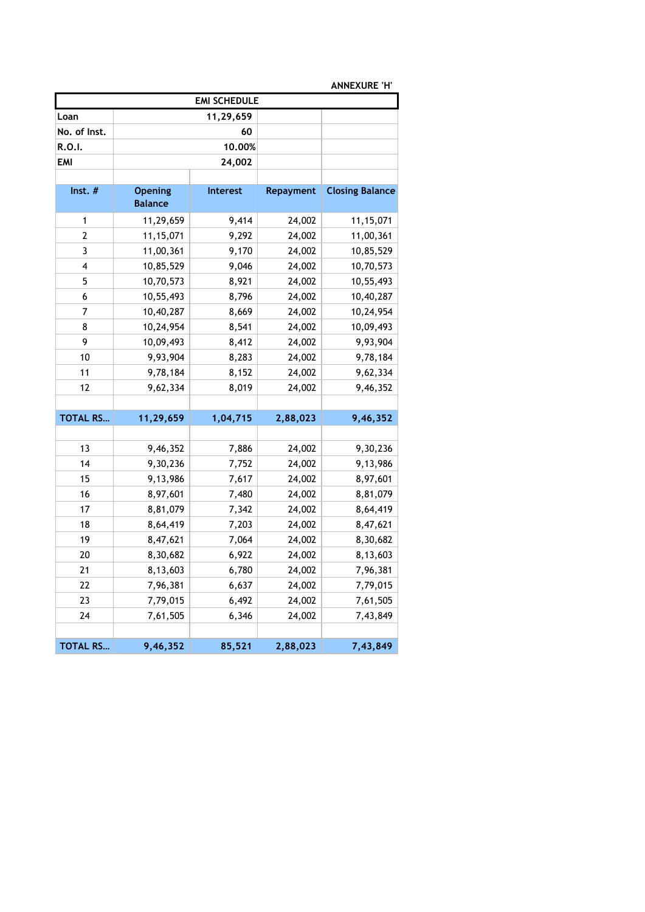ANNEXURE 'H'

| EMI SCHEDULE | | | | |
|---|---|---|---|---|
| Loan | 11,29,659 | | | |
| No. of Inst. | 60 | | | |
| R.O.I. | 10.00% | | | |
| EMI | 24,002 | | | |
| | | | | |
| **Inst. #** | **Opening Balance** | **Interest** | **Repayment** | **Closing Balance** |
| 1 | 11,29,659 | 9,414 | 24,002 | 11,15,071 |
| 2 | 11,15,071 | 9,292 | 24,002 | 11,00,361 |
| 3 | 11,00,361 | 9,170 | 24,002 | 10,85,529 |
| 4 | 10,85,529 | 9,046 | 24,002 | 10,70,573 |
| 5 | 10,70,573 | 8,921 | 24,002 | 10,55,493 |
| 6 | 10,55,493 | 8,796 | 24,002 | 10,40,287 |
| 7 | 10,40,287 | 8,669 | 24,002 | 10,24,954 |
| 8 | 10,24,954 | 8,541 | 24,002 | 10,09,493 |
| 9 | 10,09,493 | 8,412 | 24,002 | 9,93,904 |
| 10 | 9,93,904 | 8,283 | 24,002 | 9,78,184 |
| 11 | 9,78,184 | 8,152 | 24,002 | 9,62,334 |
| 12 | 9,62,334 | 8,019 | 24,002 | 9,46,352 |
| | | | | |
| **TOTAL RS...** | **11,29,659** | **1,04,715** | **2,88,023** | **9,46,352** |
| | | | | |
| 13 | 9,46,352 | 7,886 | 24,002 | 9,30,236 |
| 14 | 9,30,236 | 7,752 | 24,002 | 9,13,986 |
| 15 | 9,13,986 | 7,617 | 24,002 | 8,97,601 |
| 16 | 8,97,601 | 7,480 | 24,002 | 8,81,079 |
| 17 | 8,81,079 | 7,342 | 24,002 | 8,64,419 |
| 18 | 8,64,419 | 7,203 | 24,002 | 8,47,621 |
| 19 | 8,47,621 | 7,064 | 24,002 | 8,30,682 |
| 20 | 8,30,682 | 6,922 | 24,002 | 8,13,603 |
| 21 | 8,13,603 | 6,780 | 24,002 | 7,96,381 |
| 22 | 7,96,381 | 6,637 | 24,002 | 7,79,015 |
| 23 | 7,79,015 | 6,492 | 24,002 | 7,61,505 |
| 24 | 7,61,505 | 6,346 | 24,002 | 7,43,849 |
| | | | | |
| **TOTAL RS...** | **9,46,352** | **85,521** | **2,88,023** | **7,43,849** |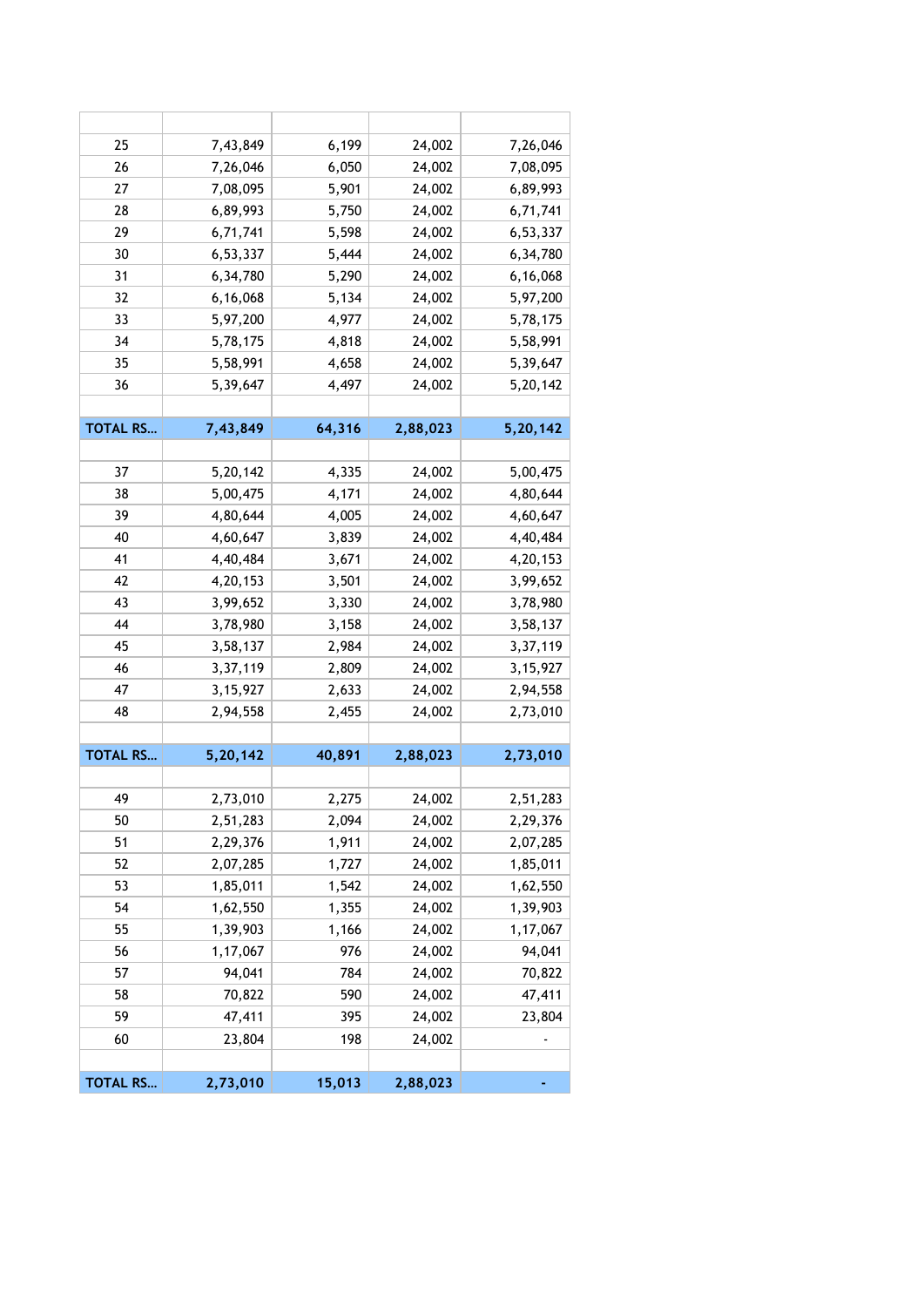| | | | | |
|---|---|---|---|---|
| 25 | 7,43,849 | 6,199 | 24,002 | 7,26,046 |
| 26 | 7,26,046 | 6,050 | 24,002 | 7,08,095 |
| 27 | 7,08,095 | 5,901 | 24,002 | 6,89,993 |
| 28 | 6,89,993 | 5,750 | 24,002 | 6,71,741 |
| 29 | 6,71,741 | 5,598 | 24,002 | 6,53,337 |
| 30 | 6,53,337 | 5,444 | 24,002 | 6,34,780 |
| 31 | 6,34,780 | 5,290 | 24,002 | 6,16,068 |
| 32 | 6,16,068 | 5,134 | 24,002 | 5,97,200 |
| 33 | 5,97,200 | 4,977 | 24,002 | 5,78,175 |
| 34 | 5,78,175 | 4,818 | 24,002 | 5,58,991 |
| 35 | 5,58,991 | 4,658 | 24,002 | 5,39,647 |
| 36 | 5,39,647 | 4,497 | 24,002 | 5,20,142 |
| | | | | |
| **TOTAL RS...** | **7,43,849** | **64,316** | **2,88,023** | **5,20,142** |
| | | | | |
| 37 | 5,20,142 | 4,335 | 24,002 | 5,00,475 |
| 38 | 5,00,475 | 4,171 | 24,002 | 4,80,644 |
| 39 | 4,80,644 | 4,005 | 24,002 | 4,60,647 |
| 40 | 4,60,647 | 3,839 | 24,002 | 4,40,484 |
| 41 | 4,40,484 | 3,671 | 24,002 | 4,20,153 |
| 42 | 4,20,153 | 3,501 | 24,002 | 3,99,652 |
| 43 | 3,99,652 | 3,330 | 24,002 | 3,78,980 |
| 44 | 3,78,980 | 3,158 | 24,002 | 3,58,137 |
| 45 | 3,58,137 | 2,984 | 24,002 | 3,37,119 |
| 46 | 3,37,119 | 2,809 | 24,002 | 3,15,927 |
| 47 | 3,15,927 | 2,633 | 24,002 | 2,94,558 |
| 48 | 2,94,558 | 2,455 | 24,002 | 2,73,010 |
| | | | | |
| **TOTAL RS...** | **5,20,142** | **40,891** | **2,88,023** | **2,73,010** |
| | | | | |
| 49 | 2,73,010 | 2,275 | 24,002 | 2,51,283 |
| 50 | 2,51,283 | 2,094 | 24,002 | 2,29,376 |
| 51 | 2,29,376 | 1,911 | 24,002 | 2,07,285 |
| 52 | 2,07,285 | 1,727 | 24,002 | 1,85,011 |
| 53 | 1,85,011 | 1,542 | 24,002 | 1,62,550 |
| 54 | 1,62,550 | 1,355 | 24,002 | 1,39,903 |
| 55 | 1,39,903 | 1,166 | 24,002 | 1,17,067 |
| 56 | 1,17,067 | 976 | 24,002 | 94,041 |
| 57 | 94,041 | 784 | 24,002 | 70,822 |
| 58 | 70,822 | 590 | 24,002 | 47,411 |
| 59 | 47,411 | 395 | 24,002 | 23,804 |
| 60 | 23,804 | 198 | 24,002 | - |
| | | | | |
| **TOTAL RS...** | **2,73,010** | **15,013** | **2,88,023** | **-** |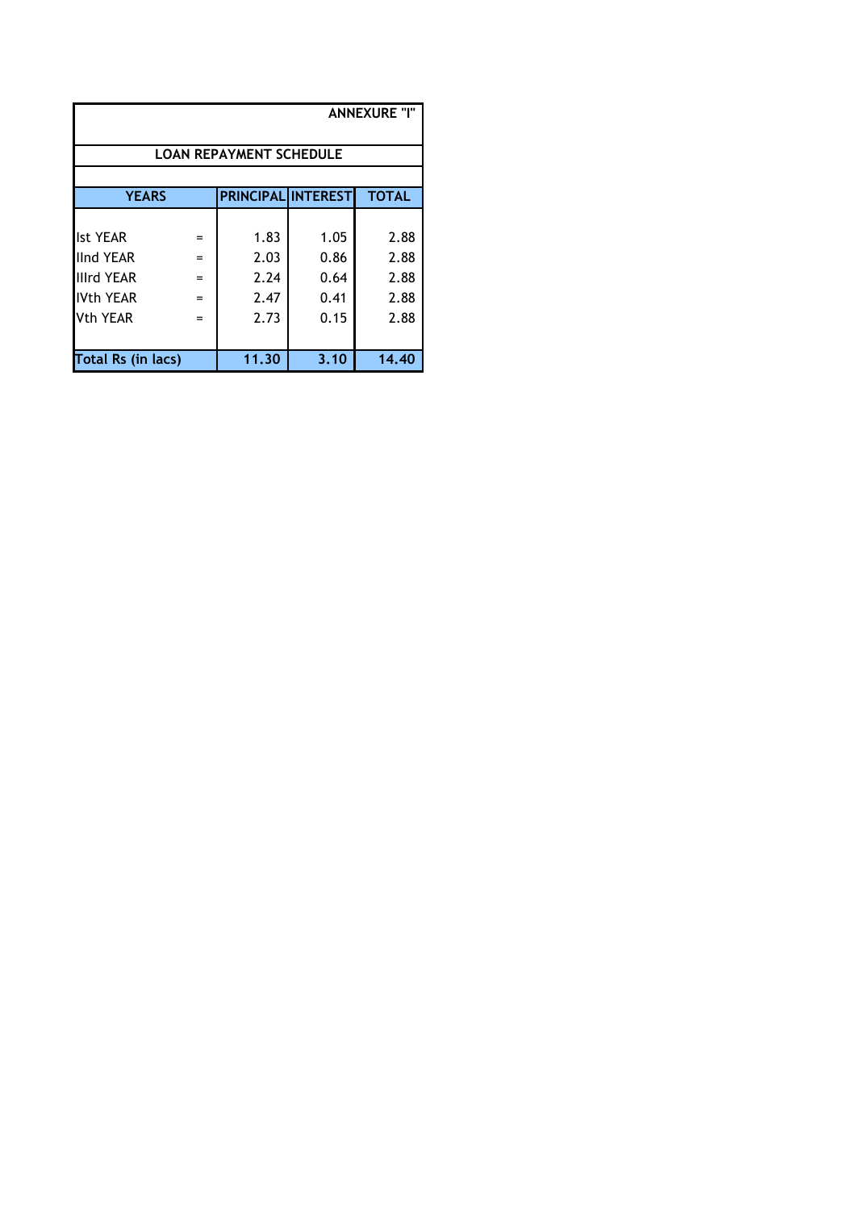ANNEXURE "I"

## LOAN REPAYMENT SCHEDULE

| YEARS | | PRINCIPAL | INTEREST | TOTAL |
|---|---|---|---|---|
| Ist YEAR | = | 1.83 | 1.05 | 2.88 |
| IInd YEAR | = | 2.03 | 0.86 | 2.88 |
| IIIrd YEAR | = | 2.24 | 0.64 | 2.88 |
| IVth YEAR | = | 2.47 | 0.41 | 2.88 |
| Vth YEAR | = | 2.73 | 0.15 | 2.88 |
| **Total Rs (in lacs)** | | **11.30** | **3.10** | **14.40** |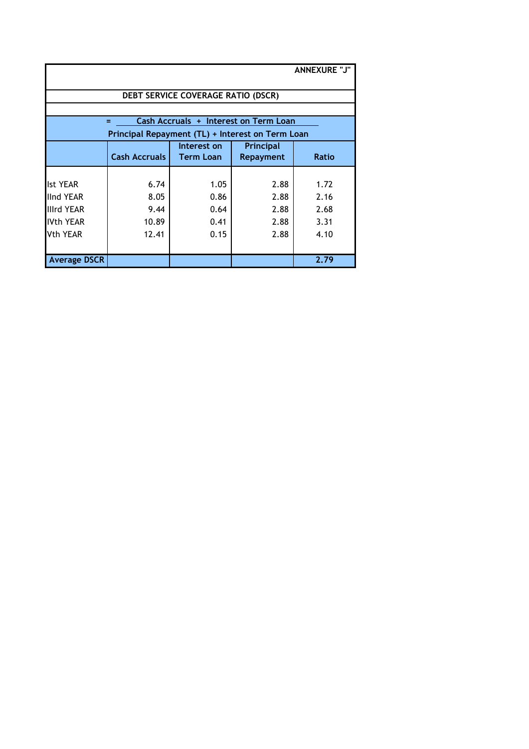**ANNEXURE "J"**

## DEBT SERVICE COVERAGE RATIO (DSCR)

$$= \frac{\text{Cash Accruals} + \text{Interest on Term Loan}}{\text{Principal Repayment (TL)} + \text{Interest on Term Loan}}$$

| | Cash Accruals | Interest on Term Loan | Principal Repayment | Ratio |
|---|---|---|---|---|
| Ist YEAR | 6.74 | 1.05 | 2.88 | 1.72 |
| IInd YEAR | 8.05 | 0.86 | 2.88 | 2.16 |
| IIIrd YEAR | 9.44 | 0.64 | 2.88 | 2.68 |
| IVth YEAR | 10.89 | 0.41 | 2.88 | 3.31 |
| Vth YEAR | 12.41 | 0.15 | 2.88 | 4.10 |
| **Average DSCR** | | | | **2.79** |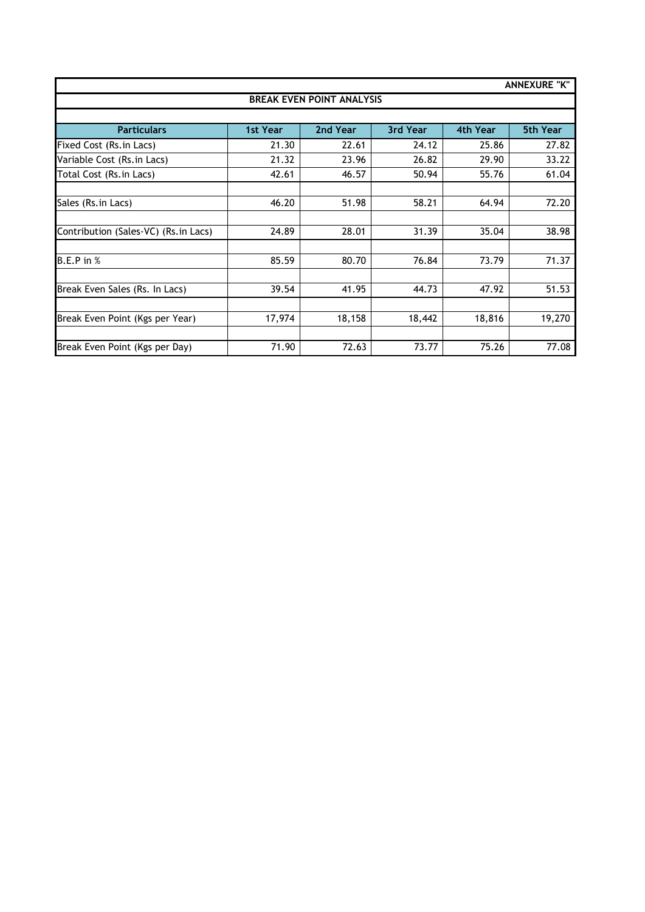**ANNEXURE "K"**

## BREAK EVEN POINT ANALYSIS

| Particulars | 1st Year | 2nd Year | 3rd Year | 4th Year | 5th Year |
|---|---|---|---|---|---|
| Fixed Cost (Rs.in Lacs) | 21.30 | 22.61 | 24.12 | 25.86 | 27.82 |
| Variable Cost (Rs.in Lacs) | 21.32 | 23.96 | 26.82 | 29.90 | 33.22 |
| Total Cost (Rs.in Lacs) | 42.61 | 46.57 | 50.94 | 55.76 | 61.04 |
| | | | | | |
| Sales (Rs.in Lacs) | 46.20 | 51.98 | 58.21 | 64.94 | 72.20 |
| | | | | | |
| Contribution (Sales-VC) (Rs.in Lacs) | 24.89 | 28.01 | 31.39 | 35.04 | 38.98 |
| | | | | | |
| B.E.P in % | 85.59 | 80.70 | 76.84 | 73.79 | 71.37 |
| | | | | | |
| Break Even Sales (Rs. In Lacs) | 39.54 | 41.95 | 44.73 | 47.92 | 51.53 |
| | | | | | |
| Break Even Point (Kgs per Year) | 17,974 | 18,158 | 18,442 | 18,816 | 19,270 |
| | | | | | |
| Break Even Point (Kgs per Day) | 71.90 | 72.63 | 73.77 | 75.26 | 77.08 |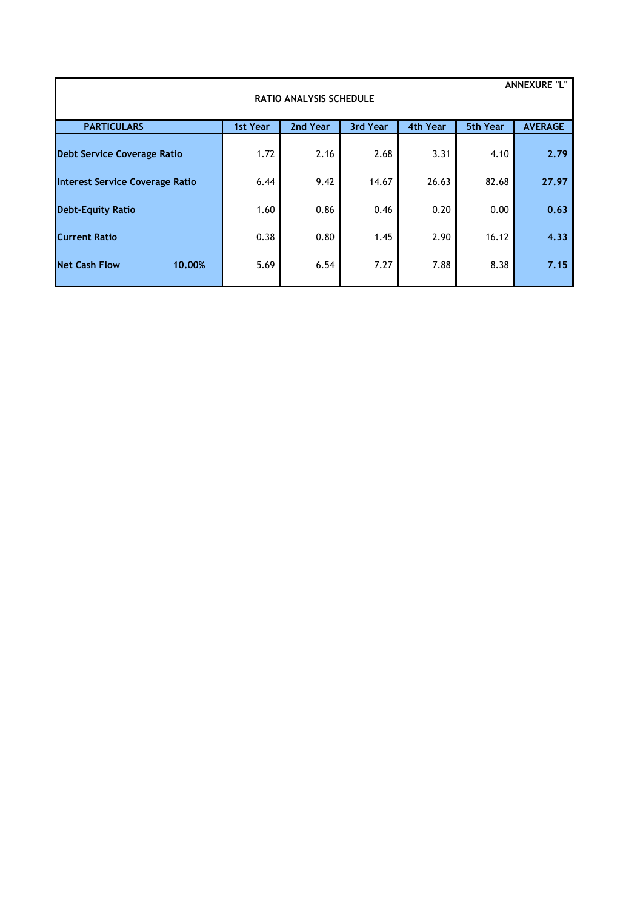**ANNEXURE "L"**

**RATIO ANALYSIS SCHEDULE**

| PARTICULARS | | 1st Year | 2nd Year | 3rd Year | 4th Year | 5th Year | AVERAGE |
|---|---|---|---|---|---|---|---|
| **Debt Service Coverage Ratio** | | 1.72 | 2.16 | 2.68 | 3.31 | 4.10 | **2.79** |
| **Interest Service Coverage Ratio** | | 6.44 | 9.42 | 14.67 | 26.63 | 82.68 | **27.97** |
| **Debt-Equity Ratio** | | 1.60 | 0.86 | 0.46 | 0.20 | 0.00 | **0.63** |
| **Current Ratio** | | 0.38 | 0.80 | 1.45 | 2.90 | 16.12 | **4.33** |
| **Net Cash Flow** | **10.00%** | 5.69 | 6.54 | 7.27 | 7.88 | 8.38 | **7.15** |